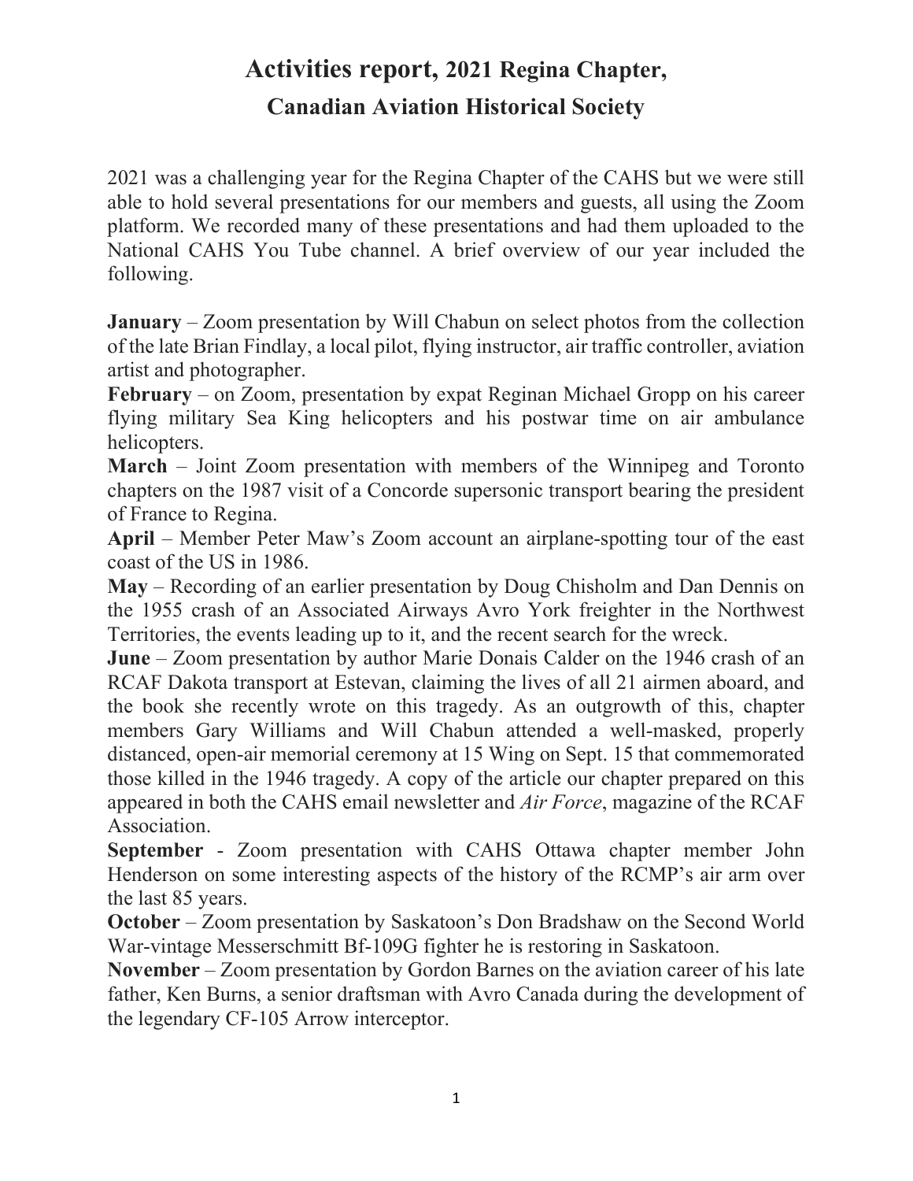# Activities report, 2021 Regina Chapter, Canadian Aviation Historical Society

2021 was a challenging year for the Regina Chapter of the CAHS but we were still able to hold several presentations for our members and guests, all using the Zoom platform. We recorded many of these presentations and had them uploaded to the National CAHS You Tube channel. A brief overview of our year included the following.

**January** – Zoom presentation by Will Chabun on select photos from the collection of the late Brian Findlay, a local pilot, flying instructor, air traffic controller, aviation artist and photographer.

**February** – on Zoom, presentation by expat Reginan Michael Gropp on his career flying military Sea King helicopters and his postwar time on air ambulance helicopters.

**March** – Joint Zoom presentation with members of the Winnipeg and Toronto chapters on the 1987 visit of a Concorde supersonic transport bearing the president of France to Regina.

**April** – Member Peter Maw's Zoom account an airplane-spotting tour of the east coast of the US in 1986.

**May** – Recording of an earlier presentation by Doug Chisholm and Dan Dennis on the 1955 crash of an Associated Airways Avro York freighter in the Northwest Territories, the events leading up to it, and the recent search for the wreck.

**June** – Zoom presentation by author Marie Donais Calder on the 1946 crash of an RCAF Dakota transport at Estevan, claiming the lives of all 21 airmen aboard, and the book she recently wrote on this tragedy. As an outgrowth of this, chapter members Gary Williams and Will Chabun attended a well-masked, properly distanced, open-air memorial ceremony at 15 Wing on Sept. 15 that commemorated those killed in the 1946 tragedy. A copy of the article our chapter prepared on this appeared in both the CAHS email newsletter and *Air Force*, magazine of the RCAF Association.

**September** - Zoom presentation with CAHS Ottawa chapter member John Henderson on some interesting aspects of the history of the RCMP's air arm over the last 85 years.

**October** – Zoom presentation by Saskatoon's Don Bradshaw on the Second World War-vintage Messerschmitt Bf-109G fighter he is restoring in Saskatoon.

**November** – Zoom presentation by Gordon Barnes on the aviation career of his late father, Ken Burns, a senior draftsman with Avro Canada during the development of the legendary CF-105 Arrow interceptor.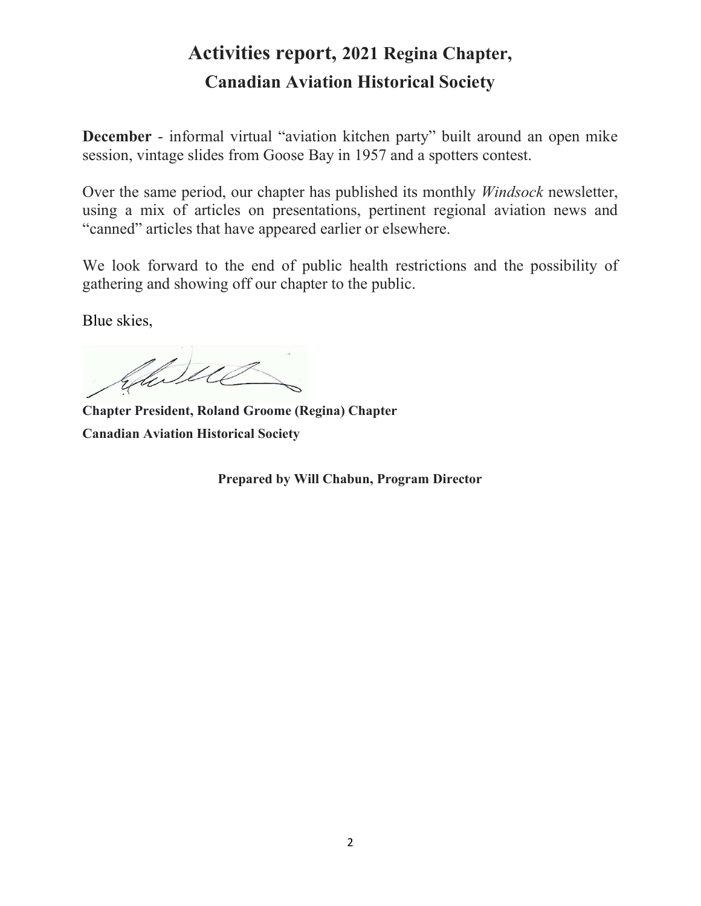# Activities report, 2021 Regina Chapter, Canadian Aviation Historical Society

**December** - informal virtual "aviation kitchen party" built around an open mike session, vintage slides from Goose Bay in 1957 and a spotters contest.

Over the same period, our chapter has published its monthly *Windsock* newsletter, using a mix of articles on presentations, pertinent regional aviation news and "canned" articles that have appeared earlier or elsewhere.

We look forward to the end of public health restrictions and the possibility of gathering and showing off our chapter to the public.

Blue skies,

**Chapter President, Roland Groome (Regina) Chapter**
**Canadian Aviation Historical Society**

**Prepared by Will Chabun, Program Director**